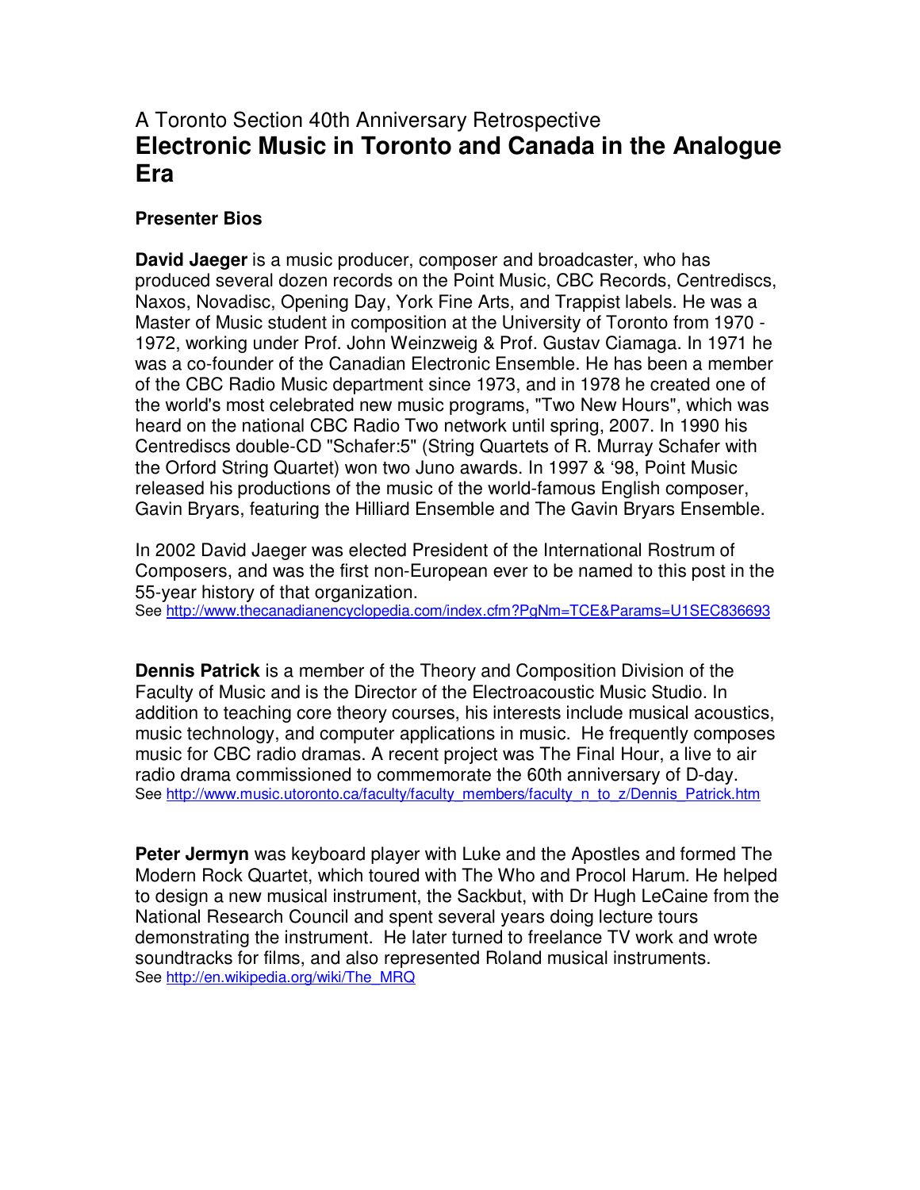A Toronto Section 40th Anniversary Retrospective

# Electronic Music in Toronto and Canada in the Analogue Era

### Presenter Bios

**David Jaeger** is a music producer, composer and broadcaster, who has produced several dozen records on the Point Music, CBC Records, Centrediscs, Naxos, Novadisc, Opening Day, York Fine Arts, and Trappist labels. He was a Master of Music student in composition at the University of Toronto from 1970 - 1972, working under Prof. John Weinzweig & Prof. Gustav Ciamaga. In 1971 he was a co-founder of the Canadian Electronic Ensemble. He has been a member of the CBC Radio Music department since 1973, and in 1978 he created one of the world's most celebrated new music programs, "Two New Hours", which was heard on the national CBC Radio Two network until spring, 2007. In 1990 his Centrediscs double-CD "Schafer:5" (String Quartets of R. Murray Schafer with the Orford String Quartet) won two Juno awards. In 1997 & '98, Point Music released his productions of the music of the world-famous English composer, Gavin Bryars, featuring the Hilliard Ensemble and The Gavin Bryars Ensemble.

In 2002 David Jaeger was elected President of the International Rostrum of Composers, and was the first non-European ever to be named to this post in the 55-year history of that organization.
See http://www.thecanadianencyclopedia.com/index.cfm?PgNm=TCE&Params=U1SEC836693

**Dennis Patrick** is a member of the Theory and Composition Division of the Faculty of Music and is the Director of the Electroacoustic Music Studio. In addition to teaching core theory courses, his interests include musical acoustics, music technology, and computer applications in music. He frequently composes music for CBC radio dramas. A recent project was The Final Hour, a live to air radio drama commissioned to commemorate the 60th anniversary of D-day.
See http://www.music.utoronto.ca/faculty/faculty_members/faculty_n_to_z/Dennis_Patrick.htm

**Peter Jermyn** was keyboard player with Luke and the Apostles and formed The Modern Rock Quartet, which toured with The Who and Procol Harum. He helped to design a new musical instrument, the Sackbut, with Dr Hugh LeCaine from the National Research Council and spent several years doing lecture tours demonstrating the instrument. He later turned to freelance TV work and wrote soundtracks for films, and also represented Roland musical instruments.
See http://en.wikipedia.org/wiki/The_MRQ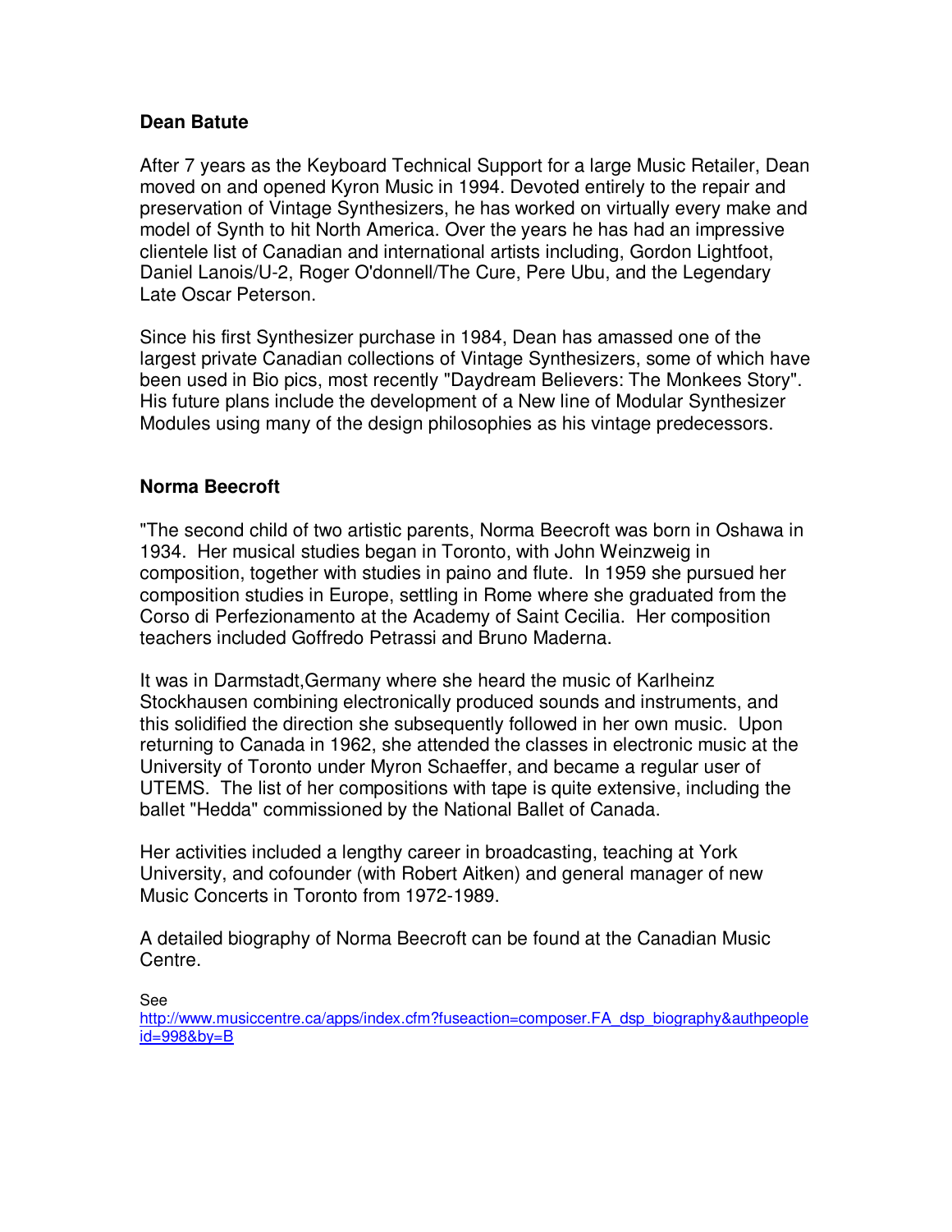**Dean Batute**

After 7 years as the Keyboard Technical Support for a large Music Retailer, Dean moved on and opened Kyron Music in 1994. Devoted entirely to the repair and preservation of Vintage Synthesizers, he has worked on virtually every make and model of Synth to hit North America. Over the years he has had an impressive clientele list of Canadian and international artists including, Gordon Lightfoot, Daniel Lanois/U-2, Roger O'donnell/The Cure, Pere Ubu, and the Legendary Late Oscar Peterson.

Since his first Synthesizer purchase in 1984, Dean has amassed one of the largest private Canadian collections of Vintage Synthesizers, some of which have been used in Bio pics, most recently "Daydream Believers: The Monkees Story". His future plans include the development of a New line of Modular Synthesizer Modules using many of the design philosophies as his vintage predecessors.

**Norma Beecroft**

"The second child of two artistic parents, Norma Beecroft was born in Oshawa in 1934. Her musical studies began in Toronto, with John Weinzweig in composition, together with studies in paino and flute. In 1959 she pursued her composition studies in Europe, settling in Rome where she graduated from the Corso di Perfezionamento at the Academy of Saint Cecilia. Her composition teachers included Goffredo Petrassi and Bruno Maderna.

It was in Darmstadt,Germany where she heard the music of Karlheinz Stockhausen combining electronically produced sounds and instruments, and this solidified the direction she subsequently followed in her own music. Upon returning to Canada in 1962, she attended the classes in electronic music at the University of Toronto under Myron Schaeffer, and became a regular user of UTEMS. The list of her compositions with tape is quite extensive, including the ballet "Hedda" commissioned by the National Ballet of Canada.

Her activities included a lengthy career in broadcasting, teaching at York University, and cofounder (with Robert Aitken) and general manager of new Music Concerts in Toronto from 1972-1989.

A detailed biography of Norma Beecroft can be found at the Canadian Music Centre.

See
http://www.musiccentre.ca/apps/index.cfm?fuseaction=composer.FA_dsp_biography&authpeopleid=998&by=B